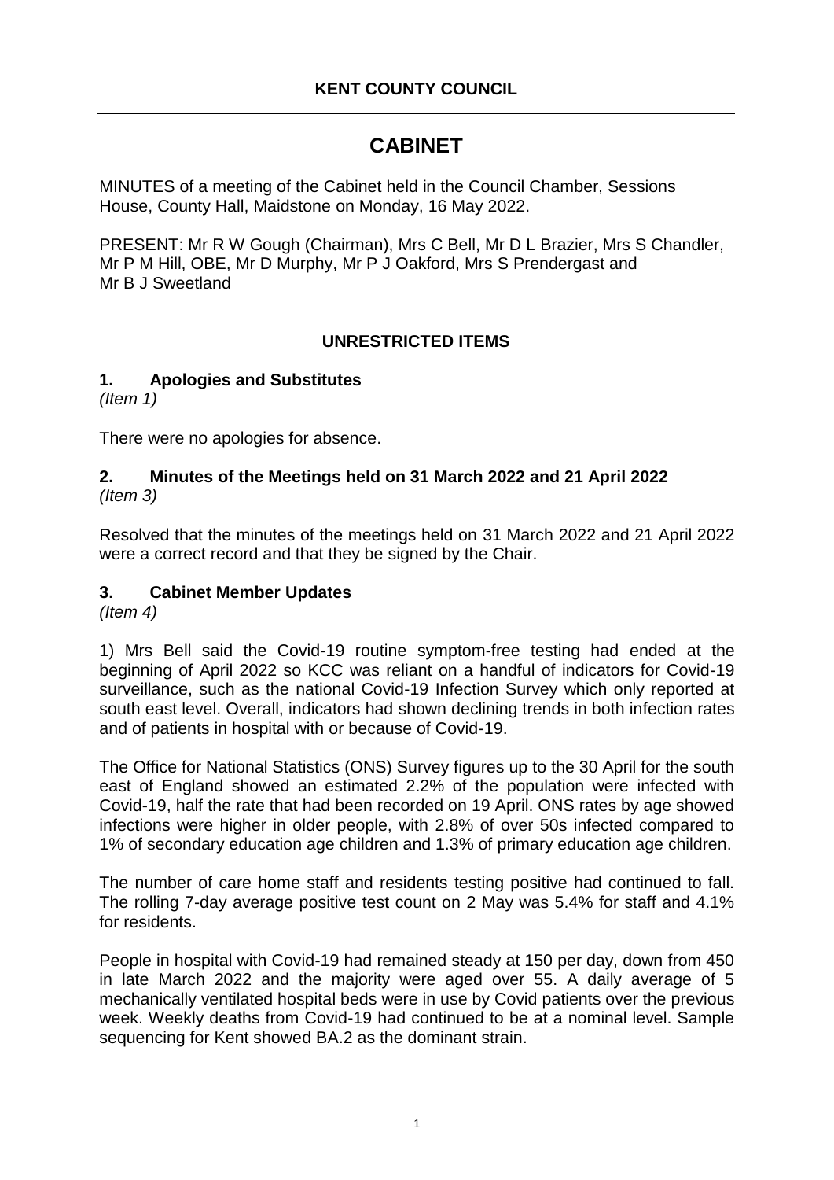**KENT COUNTY COUNCIL**

# CABINET

MINUTES of a meeting of the Cabinet held in the Council Chamber, Sessions House, County Hall, Maidstone on Monday, 16 May 2022.

PRESENT: Mr R W Gough (Chairman), Mrs C Bell, Mr D L Brazier, Mrs S Chandler, Mr P M Hill, OBE, Mr D Murphy, Mr P J Oakford, Mrs S Prendergast and Mr B J Sweetland

## UNRESTRICTED ITEMS

### 1. Apologies and Substitutes

*(Item 1)*

There were no apologies for absence.

### 2. Minutes of the Meetings held on 31 March 2022 and 21 April 2022

*(Item 3)*

Resolved that the minutes of the meetings held on 31 March 2022 and 21 April 2022 were a correct record and that they be signed by the Chair.

### 3. Cabinet Member Updates

*(Item 4)*

1) Mrs Bell said the Covid-19 routine symptom-free testing had ended at the beginning of April 2022 so KCC was reliant on a handful of indicators for Covid-19 surveillance, such as the national Covid-19 Infection Survey which only reported at south east level. Overall, indicators had shown declining trends in both infection rates and of patients in hospital with or because of Covid-19.

The Office for National Statistics (ONS) Survey figures up to the 30 April for the south east of England showed an estimated 2.2% of the population were infected with Covid-19, half the rate that had been recorded on 19 April. ONS rates by age showed infections were higher in older people, with 2.8% of over 50s infected compared to 1% of secondary education age children and 1.3% of primary education age children.

The number of care home staff and residents testing positive had continued to fall. The rolling 7-day average positive test count on 2 May was 5.4% for staff and 4.1% for residents.

People in hospital with Covid-19 had remained steady at 150 per day, down from 450 in late March 2022 and the majority were aged over 55. A daily average of 5 mechanically ventilated hospital beds were in use by Covid patients over the previous week. Weekly deaths from Covid-19 had continued to be at a nominal level. Sample sequencing for Kent showed BA.2 as the dominant strain.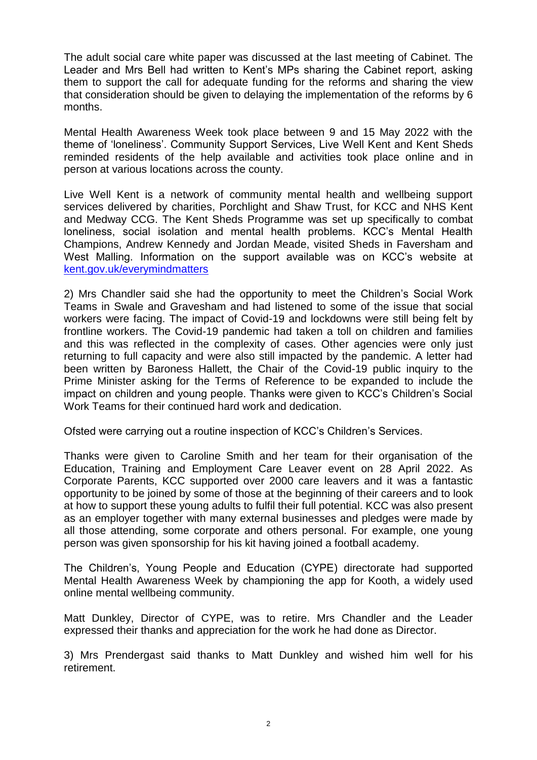The adult social care white paper was discussed at the last meeting of Cabinet. The Leader and Mrs Bell had written to Kent's MPs sharing the Cabinet report, asking them to support the call for adequate funding for the reforms and sharing the view that consideration should be given to delaying the implementation of the reforms by 6 months.

Mental Health Awareness Week took place between 9 and 15 May 2022 with the theme of 'loneliness'. Community Support Services, Live Well Kent and Kent Sheds reminded residents of the help available and activities took place online and in person at various locations across the county.

Live Well Kent is a network of community mental health and wellbeing support services delivered by charities, Porchlight and Shaw Trust, for KCC and NHS Kent and Medway CCG. The Kent Sheds Programme was set up specifically to combat loneliness, social isolation and mental health problems. KCC's Mental Health Champions, Andrew Kennedy and Jordan Meade, visited Sheds in Faversham and West Malling. Information on the support available was on KCC's website at [kent.gov.uk/everymindmatters](kent.gov.uk/everymindmatters)

2) Mrs Chandler said she had the opportunity to meet the Children's Social Work Teams in Swale and Gravesham and had listened to some of the issue that social workers were facing. The impact of Covid-19 and lockdowns were still being felt by frontline workers. The Covid-19 pandemic had taken a toll on children and families and this was reflected in the complexity of cases. Other agencies were only just returning to full capacity and were also still impacted by the pandemic. A letter had been written by Baroness Hallett, the Chair of the Covid-19 public inquiry to the Prime Minister asking for the Terms of Reference to be expanded to include the impact on children and young people. Thanks were given to KCC's Children's Social Work Teams for their continued hard work and dedication.

Ofsted were carrying out a routine inspection of KCC's Children's Services.

Thanks were given to Caroline Smith and her team for their organisation of the Education, Training and Employment Care Leaver event on 28 April 2022. As Corporate Parents, KCC supported over 2000 care leavers and it was a fantastic opportunity to be joined by some of those at the beginning of their careers and to look at how to support these young adults to fulfil their full potential. KCC was also present as an employer together with many external businesses and pledges were made by all those attending, some corporate and others personal. For example, one young person was given sponsorship for his kit having joined a football academy.

The Children's, Young People and Education (CYPE) directorate had supported Mental Health Awareness Week by championing the app for Kooth, a widely used online mental wellbeing community.

Matt Dunkley, Director of CYPE, was to retire. Mrs Chandler and the Leader expressed their thanks and appreciation for the work he had done as Director.

3) Mrs Prendergast said thanks to Matt Dunkley and wished him well for his retirement.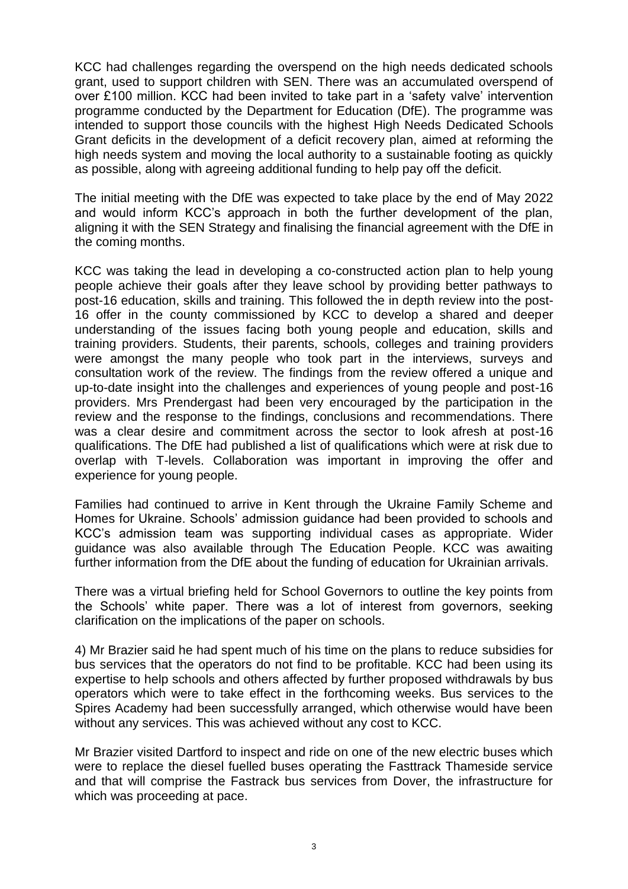KCC had challenges regarding the overspend on the high needs dedicated schools grant, used to support children with SEN. There was an accumulated overspend of over £100 million. KCC had been invited to take part in a 'safety valve' intervention programme conducted by the Department for Education (DfE). The programme was intended to support those councils with the highest High Needs Dedicated Schools Grant deficits in the development of a deficit recovery plan, aimed at reforming the high needs system and moving the local authority to a sustainable footing as quickly as possible, along with agreeing additional funding to help pay off the deficit.

The initial meeting with the DfE was expected to take place by the end of May 2022 and would inform KCC's approach in both the further development of the plan, aligning it with the SEN Strategy and finalising the financial agreement with the DfE in the coming months.

KCC was taking the lead in developing a co-constructed action plan to help young people achieve their goals after they leave school by providing better pathways to post-16 education, skills and training. This followed the in depth review into the post-16 offer in the county commissioned by KCC to develop a shared and deeper understanding of the issues facing both young people and education, skills and training providers. Students, their parents, schools, colleges and training providers were amongst the many people who took part in the interviews, surveys and consultation work of the review. The findings from the review offered a unique and up-to-date insight into the challenges and experiences of young people and post-16 providers. Mrs Prendergast had been very encouraged by the participation in the review and the response to the findings, conclusions and recommendations. There was a clear desire and commitment across the sector to look afresh at post-16 qualifications. The DfE had published a list of qualifications which were at risk due to overlap with T-levels. Collaboration was important in improving the offer and experience for young people.

Families had continued to arrive in Kent through the Ukraine Family Scheme and Homes for Ukraine. Schools' admission guidance had been provided to schools and KCC's admission team was supporting individual cases as appropriate. Wider guidance was also available through The Education People. KCC was awaiting further information from the DfE about the funding of education for Ukrainian arrivals.

There was a virtual briefing held for School Governors to outline the key points from the Schools' white paper. There was a lot of interest from governors, seeking clarification on the implications of the paper on schools.

4) Mr Brazier said he had spent much of his time on the plans to reduce subsidies for bus services that the operators do not find to be profitable. KCC had been using its expertise to help schools and others affected by further proposed withdrawals by bus operators which were to take effect in the forthcoming weeks. Bus services to the Spires Academy had been successfully arranged, which otherwise would have been without any services. This was achieved without any cost to KCC.

Mr Brazier visited Dartford to inspect and ride on one of the new electric buses which were to replace the diesel fuelled buses operating the Fasttrack Thameside service and that will comprise the Fastrack bus services from Dover, the infrastructure for which was proceeding at pace.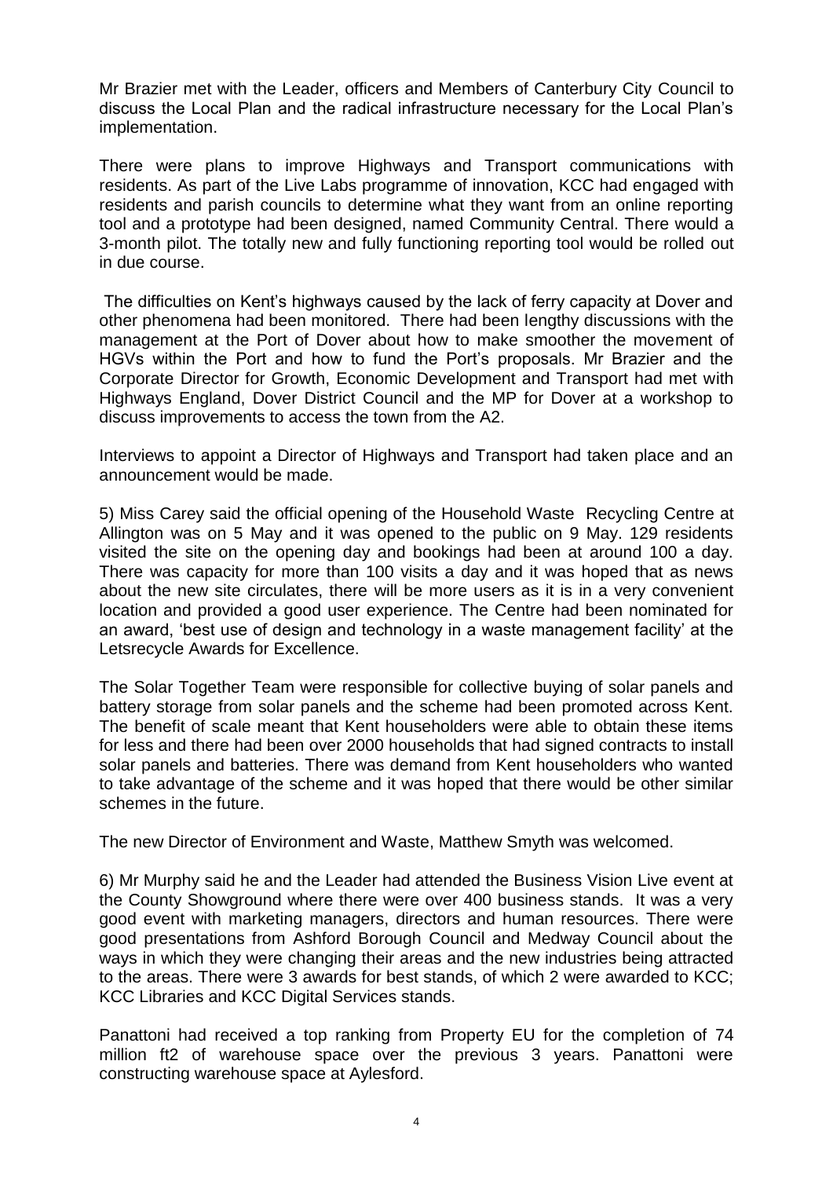Mr Brazier met with the Leader, officers and Members of Canterbury City Council to discuss the Local Plan and the radical infrastructure necessary for the Local Plan's implementation.

There were plans to improve Highways and Transport communications with residents. As part of the Live Labs programme of innovation, KCC had engaged with residents and parish councils to determine what they want from an online reporting tool and a prototype had been designed, named Community Central. There would a 3-month pilot. The totally new and fully functioning reporting tool would be rolled out in due course.

The difficulties on Kent's highways caused by the lack of ferry capacity at Dover and other phenomena had been monitored. There had been lengthy discussions with the management at the Port of Dover about how to make smoother the movement of HGVs within the Port and how to fund the Port's proposals. Mr Brazier and the Corporate Director for Growth, Economic Development and Transport had met with Highways England, Dover District Council and the MP for Dover at a workshop to discuss improvements to access the town from the A2.

Interviews to appoint a Director of Highways and Transport had taken place and an announcement would be made.

5) Miss Carey said the official opening of the Household Waste Recycling Centre at Allington was on 5 May and it was opened to the public on 9 May. 129 residents visited the site on the opening day and bookings had been at around 100 a day. There was capacity for more than 100 visits a day and it was hoped that as news about the new site circulates, there will be more users as it is in a very convenient location and provided a good user experience. The Centre had been nominated for an award, 'best use of design and technology in a waste management facility' at the Letsrecycle Awards for Excellence.

The Solar Together Team were responsible for collective buying of solar panels and battery storage from solar panels and the scheme had been promoted across Kent. The benefit of scale meant that Kent householders were able to obtain these items for less and there had been over 2000 households that had signed contracts to install solar panels and batteries. There was demand from Kent householders who wanted to take advantage of the scheme and it was hoped that there would be other similar schemes in the future.

The new Director of Environment and Waste, Matthew Smyth was welcomed.

6) Mr Murphy said he and the Leader had attended the Business Vision Live event at the County Showground where there were over 400 business stands. It was a very good event with marketing managers, directors and human resources. There were good presentations from Ashford Borough Council and Medway Council about the ways in which they were changing their areas and the new industries being attracted to the areas. There were 3 awards for best stands, of which 2 were awarded to KCC; KCC Libraries and KCC Digital Services stands.

Panattoni had received a top ranking from Property EU for the completion of 74 million ft2 of warehouse space over the previous 3 years. Panattoni were constructing warehouse space at Aylesford.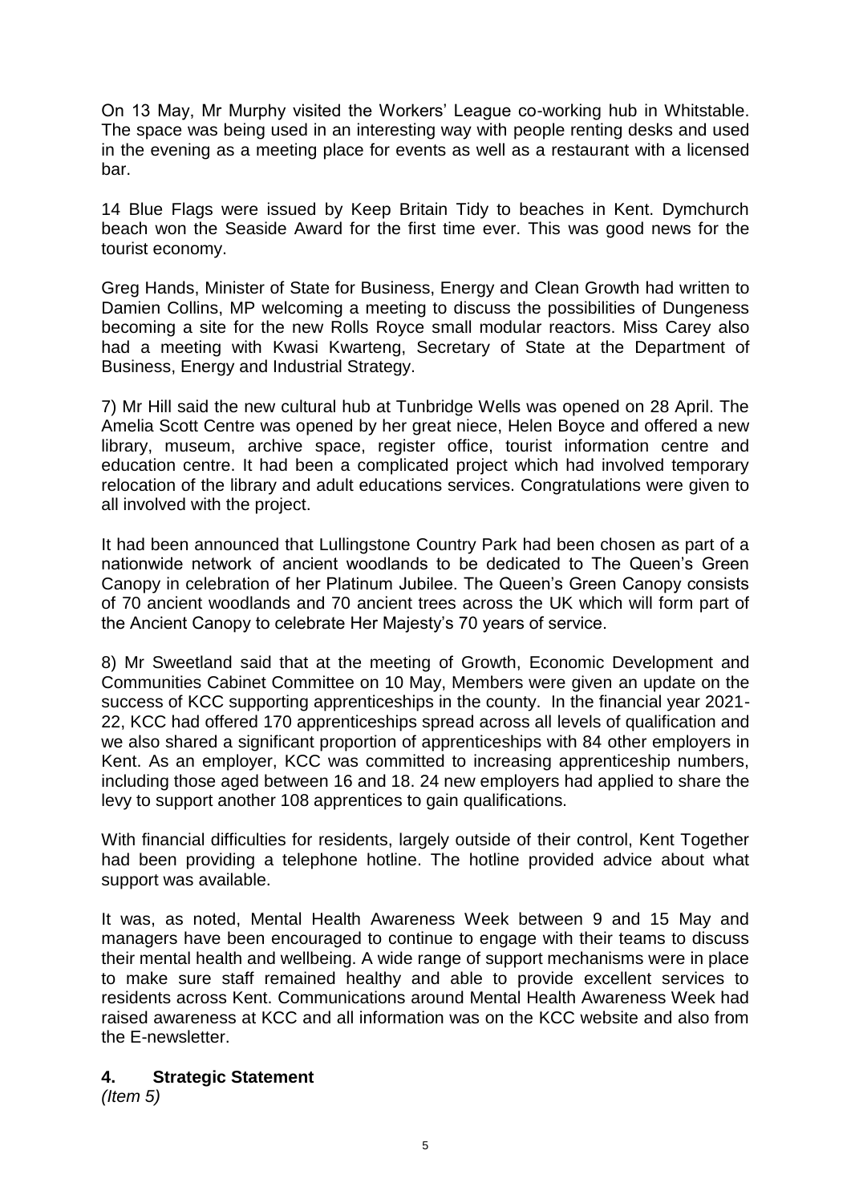On 13 May, Mr Murphy visited the Workers' League co-working hub in Whitstable. The space was being used in an interesting way with people renting desks and used in the evening as a meeting place for events as well as a restaurant with a licensed bar.

14 Blue Flags were issued by Keep Britain Tidy to beaches in Kent. Dymchurch beach won the Seaside Award for the first time ever. This was good news for the tourist economy.

Greg Hands, Minister of State for Business, Energy and Clean Growth had written to Damien Collins, MP welcoming a meeting to discuss the possibilities of Dungeness becoming a site for the new Rolls Royce small modular reactors. Miss Carey also had a meeting with Kwasi Kwarteng, Secretary of State at the Department of Business, Energy and Industrial Strategy.

7) Mr Hill said the new cultural hub at Tunbridge Wells was opened on 28 April. The Amelia Scott Centre was opened by her great niece, Helen Boyce and offered a new library, museum, archive space, register office, tourist information centre and education centre. It had been a complicated project which had involved temporary relocation of the library and adult educations services. Congratulations were given to all involved with the project.

It had been announced that Lullingstone Country Park had been chosen as part of a nationwide network of ancient woodlands to be dedicated to The Queen's Green Canopy in celebration of her Platinum Jubilee. The Queen's Green Canopy consists of 70 ancient woodlands and 70 ancient trees across the UK which will form part of the Ancient Canopy to celebrate Her Majesty's 70 years of service.

8) Mr Sweetland said that at the meeting of Growth, Economic Development and Communities Cabinet Committee on 10 May, Members were given an update on the success of KCC supporting apprenticeships in the county. In the financial year 2021-22, KCC had offered 170 apprenticeships spread across all levels of qualification and we also shared a significant proportion of apprenticeships with 84 other employers in Kent. As an employer, KCC was committed to increasing apprenticeship numbers, including those aged between 16 and 18. 24 new employers had applied to share the levy to support another 108 apprentices to gain qualifications.

With financial difficulties for residents, largely outside of their control, Kent Together had been providing a telephone hotline. The hotline provided advice about what support was available.

It was, as noted, Mental Health Awareness Week between 9 and 15 May and managers have been encouraged to continue to engage with their teams to discuss their mental health and wellbeing. A wide range of support mechanisms were in place to make sure staff remained healthy and able to provide excellent services to residents across Kent. Communications around Mental Health Awareness Week had raised awareness at KCC and all information was on the KCC website and also from the E-newsletter.

## 4. Strategic Statement

*(Item 5)*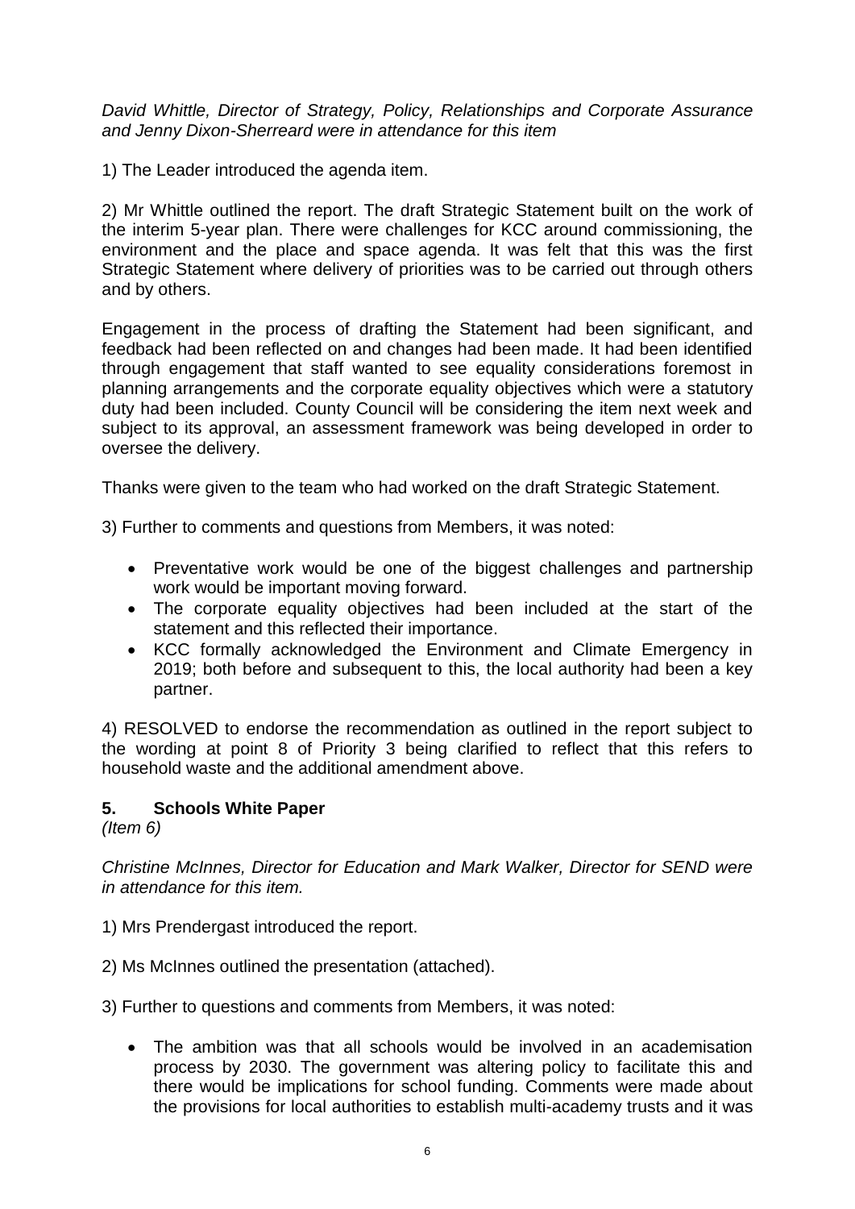*David Whittle, Director of Strategy, Policy, Relationships and Corporate Assurance and Jenny Dixon-Sherreard were in attendance for this item*

1) The Leader introduced the agenda item.

2) Mr Whittle outlined the report. The draft Strategic Statement built on the work of the interim 5-year plan. There were challenges for KCC around commissioning, the environment and the place and space agenda. It was felt that this was the first Strategic Statement where delivery of priorities was to be carried out through others and by others.

Engagement in the process of drafting the Statement had been significant, and feedback had been reflected on and changes had been made. It had been identified through engagement that staff wanted to see equality considerations foremost in planning arrangements and the corporate equality objectives which were a statutory duty had been included. County Council will be considering the item next week and subject to its approval, an assessment framework was being developed in order to oversee the delivery.

Thanks were given to the team who had worked on the draft Strategic Statement.

3) Further to comments and questions from Members, it was noted:

- Preventative work would be one of the biggest challenges and partnership work would be important moving forward.
- The corporate equality objectives had been included at the start of the statement and this reflected their importance.
- KCC formally acknowledged the Environment and Climate Emergency in 2019; both before and subsequent to this, the local authority had been a key partner.

4) RESOLVED to endorse the recommendation as outlined in the report subject to the wording at point 8 of Priority 3 being clarified to reflect that this refers to household waste and the additional amendment above.

## 5. Schools White Paper

*(Item 6)*

*Christine McInnes, Director for Education and Mark Walker, Director for SEND were in attendance for this item.*

1) Mrs Prendergast introduced the report.

2) Ms McInnes outlined the presentation (attached).

3) Further to questions and comments from Members, it was noted:

- The ambition was that all schools would be involved in an academisation process by 2030. The government was altering policy to facilitate this and there would be implications for school funding. Comments were made about the provisions for local authorities to establish multi-academy trusts and it was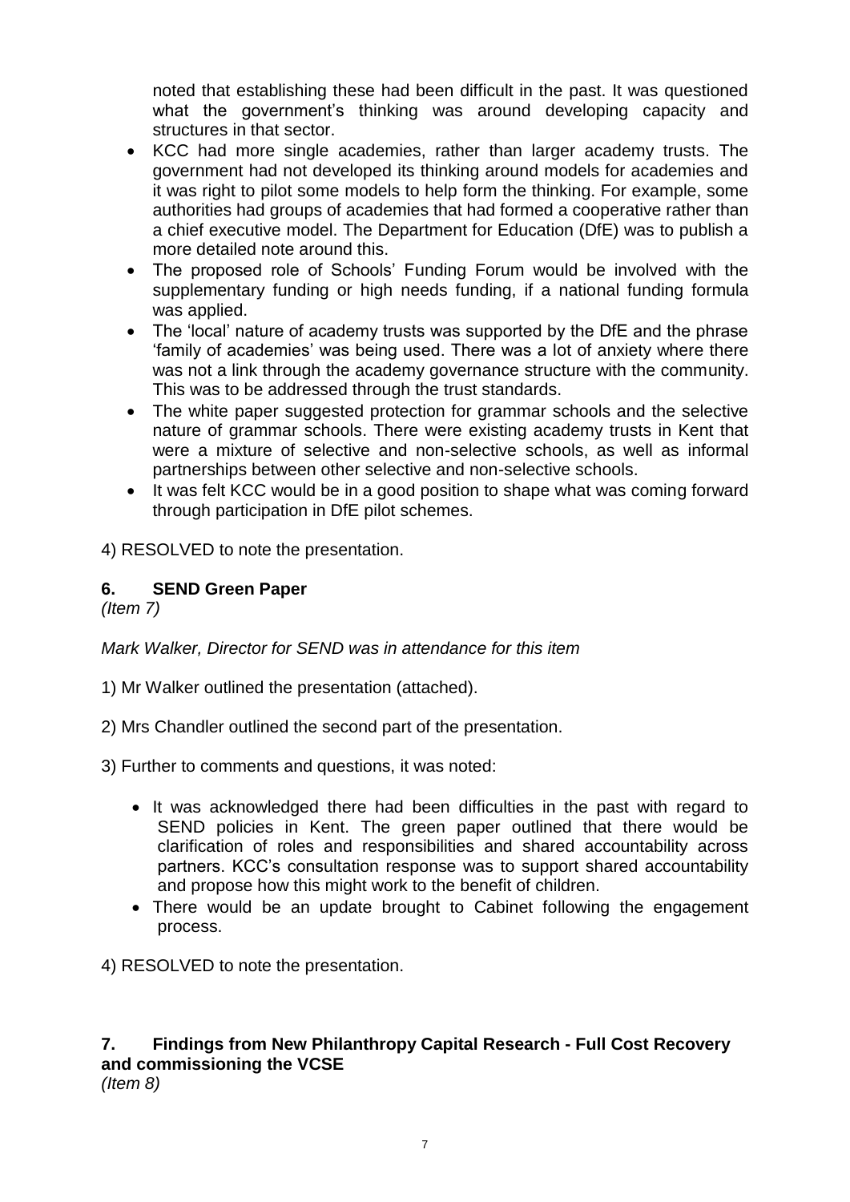noted that establishing these had been difficult in the past. It was questioned what the government's thinking was around developing capacity and structures in that sector.

- KCC had more single academies, rather than larger academy trusts. The government had not developed its thinking around models for academies and it was right to pilot some models to help form the thinking. For example, some authorities had groups of academies that had formed a cooperative rather than a chief executive model. The Department for Education (DfE) was to publish a more detailed note around this.
- The proposed role of Schools' Funding Forum would be involved with the supplementary funding or high needs funding, if a national funding formula was applied.
- The 'local' nature of academy trusts was supported by the DfE and the phrase 'family of academies' was being used. There was a lot of anxiety where there was not a link through the academy governance structure with the community. This was to be addressed through the trust standards.
- The white paper suggested protection for grammar schools and the selective nature of grammar schools. There were existing academy trusts in Kent that were a mixture of selective and non-selective schools, as well as informal partnerships between other selective and non-selective schools.
- It was felt KCC would be in a good position to shape what was coming forward through participation in DfE pilot schemes.

4) RESOLVED to note the presentation.

## 6. SEND Green Paper

*(Item 7)*

*Mark Walker, Director for SEND was in attendance for this item*

1) Mr Walker outlined the presentation (attached).

2) Mrs Chandler outlined the second part of the presentation.

3) Further to comments and questions, it was noted:

- It was acknowledged there had been difficulties in the past with regard to SEND policies in Kent. The green paper outlined that there would be clarification of roles and responsibilities and shared accountability across partners. KCC's consultation response was to support shared accountability and propose how this might work to the benefit of children.
- There would be an update brought to Cabinet following the engagement process.

4) RESOLVED to note the presentation.

## 7. Findings from New Philanthropy Capital Research - Full Cost Recovery and commissioning the VCSE

*(Item 8)*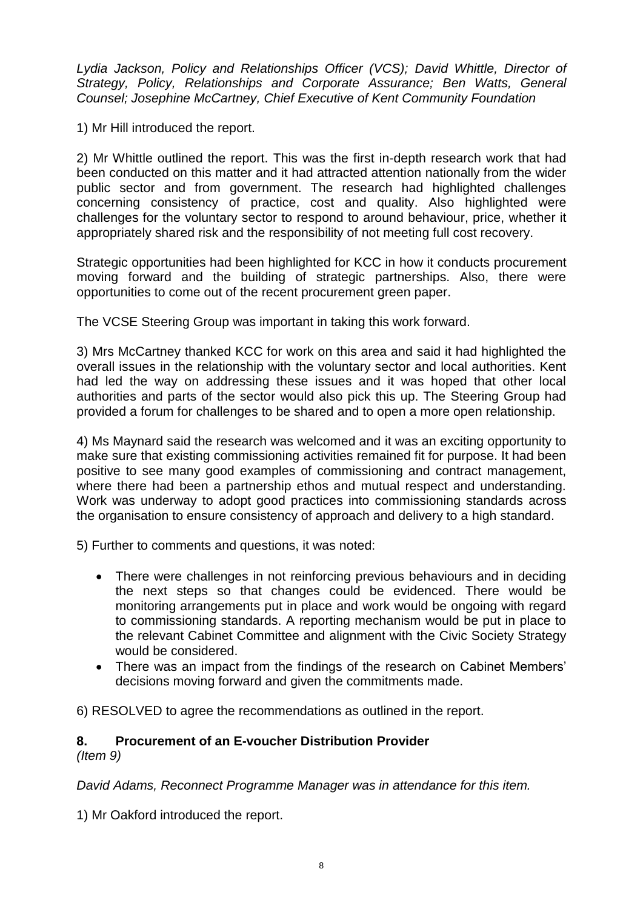*Lydia Jackson, Policy and Relationships Officer (VCS); David Whittle, Director of Strategy, Policy, Relationships and Corporate Assurance; Ben Watts, General Counsel; Josephine McCartney, Chief Executive of Kent Community Foundation*

1) Mr Hill introduced the report.

2) Mr Whittle outlined the report. This was the first in-depth research work that had been conducted on this matter and it had attracted attention nationally from the wider public sector and from government. The research had highlighted challenges concerning consistency of practice, cost and quality. Also highlighted were challenges for the voluntary sector to respond to around behaviour, price, whether it appropriately shared risk and the responsibility of not meeting full cost recovery.

Strategic opportunities had been highlighted for KCC in how it conducts procurement moving forward and the building of strategic partnerships. Also, there were opportunities to come out of the recent procurement green paper.

The VCSE Steering Group was important in taking this work forward.

3) Mrs McCartney thanked KCC for work on this area and said it had highlighted the overall issues in the relationship with the voluntary sector and local authorities. Kent had led the way on addressing these issues and it was hoped that other local authorities and parts of the sector would also pick this up. The Steering Group had provided a forum for challenges to be shared and to open a more open relationship.

4) Ms Maynard said the research was welcomed and it was an exciting opportunity to make sure that existing commissioning activities remained fit for purpose. It had been positive to see many good examples of commissioning and contract management, where there had been a partnership ethos and mutual respect and understanding. Work was underway to adopt good practices into commissioning standards across the organisation to ensure consistency of approach and delivery to a high standard.

5) Further to comments and questions, it was noted:

- There were challenges in not reinforcing previous behaviours and in deciding the next steps so that changes could be evidenced. There would be monitoring arrangements put in place and work would be ongoing with regard to commissioning standards. A reporting mechanism would be put in place to the relevant Cabinet Committee and alignment with the Civic Society Strategy would be considered.
- There was an impact from the findings of the research on Cabinet Members' decisions moving forward and given the commitments made.

6) RESOLVED to agree the recommendations as outlined in the report.

## 8. Procurement of an E-voucher Distribution Provider
*(Item 9)*

*David Adams, Reconnect Programme Manager was in attendance for this item.*

1) Mr Oakford introduced the report.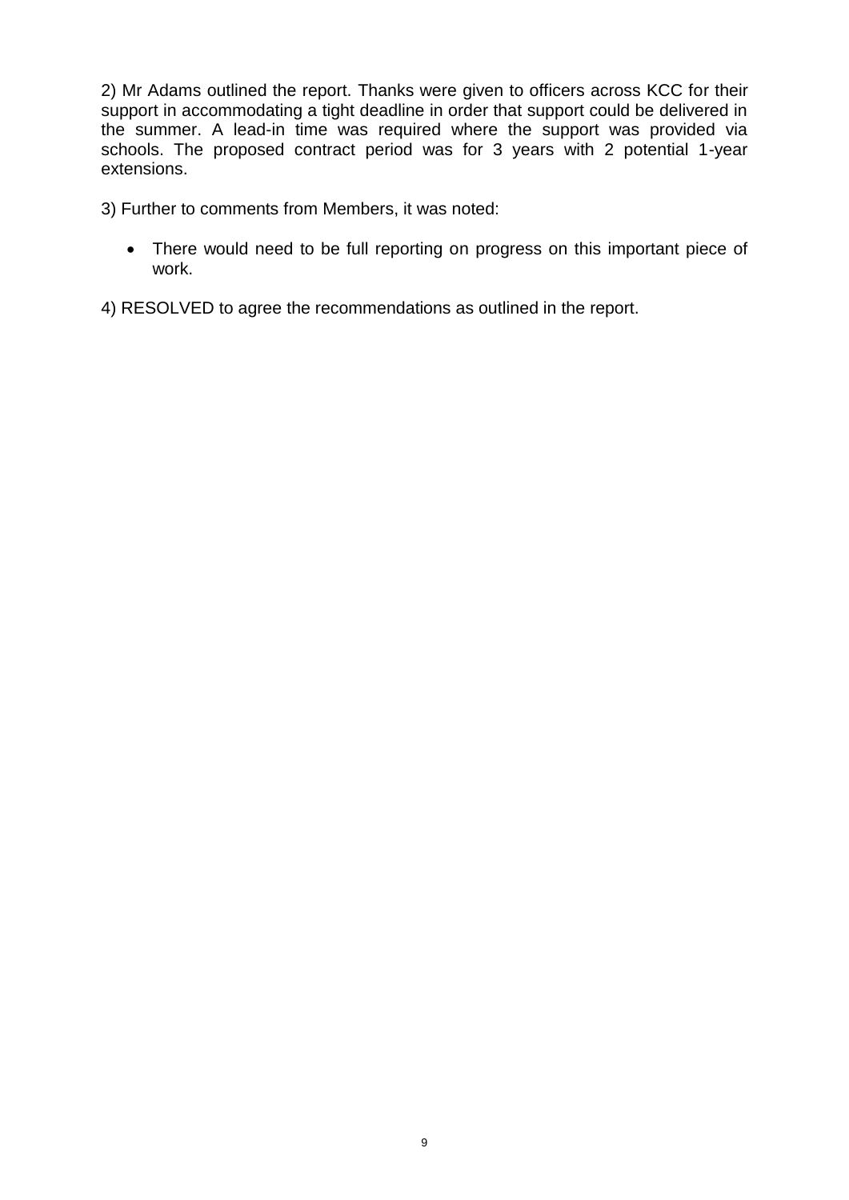2) Mr Adams outlined the report. Thanks were given to officers across KCC for their support in accommodating a tight deadline in order that support could be delivered in the summer. A lead-in time was required where the support was provided via schools. The proposed contract period was for 3 years with 2 potential 1-year extensions.

3) Further to comments from Members, it was noted:

- There would need to be full reporting on progress on this important piece of work.

4) RESOLVED to agree the recommendations as outlined in the report.